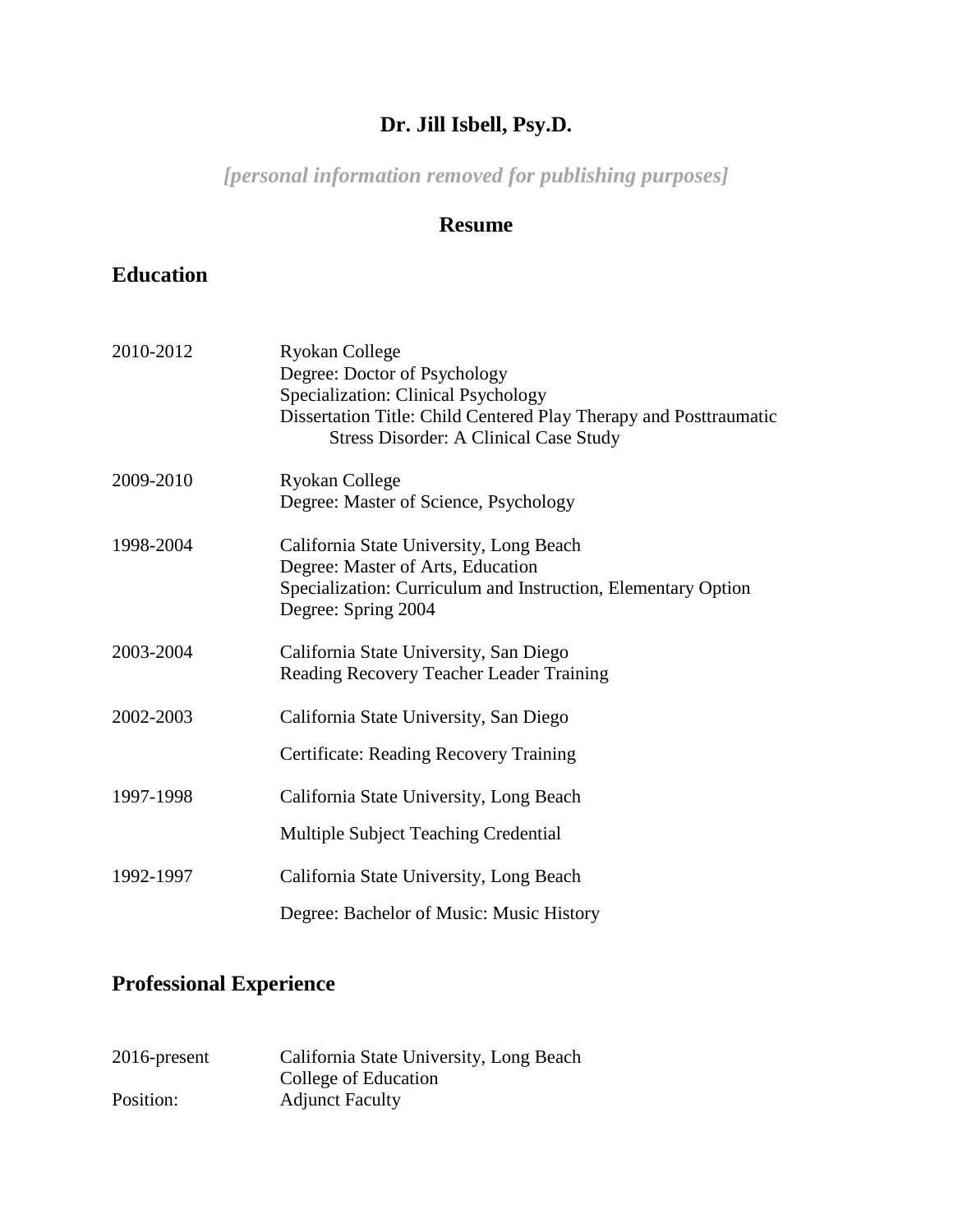# Dr. Jill Isbell, Psy.D.

*[personal information removed for publishing purposes]*

## Resume

## Education

2010-2012 Ryokan College
Degree: Doctor of Psychology
Specialization: Clinical Psychology
Dissertation Title: Child Centered Play Therapy and Posttraumatic Stress Disorder: A Clinical Case Study

2009-2010 Ryokan College
Degree: Master of Science, Psychology

1998-2004 California State University, Long Beach
Degree: Master of Arts, Education
Specialization: Curriculum and Instruction, Elementary Option
Degree: Spring 2004

2003-2004 California State University, San Diego
Reading Recovery Teacher Leader Training

2002-2003 California State University, San Diego
Certificate: Reading Recovery Training

1997-1998 California State University, Long Beach
Multiple Subject Teaching Credential

1992-1997 California State University, Long Beach
Degree: Bachelor of Music: Music History

## Professional Experience

2016-present California State University, Long Beach
College of Education
Position: Adjunct Faculty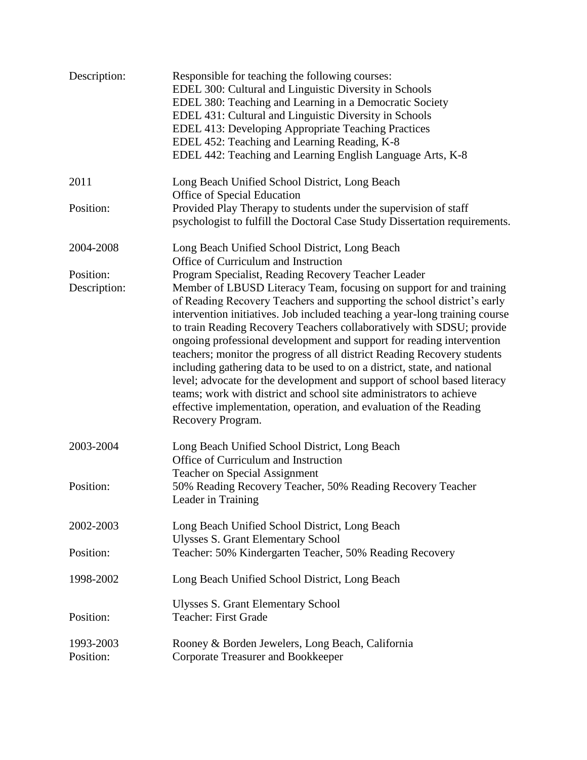Description: Responsible for teaching the following courses:
EDEL 300: Cultural and Linguistic Diversity in Schools
EDEL 380: Teaching and Learning in a Democratic Society
EDEL 431: Cultural and Linguistic Diversity in Schools
EDEL 413: Developing Appropriate Teaching Practices
EDEL 452: Teaching and Learning Reading, K-8
EDEL 442: Teaching and Learning English Language Arts, K-8

2011 Long Beach Unified School District, Long Beach
Office of Special Education

Position: Provided Play Therapy to students under the supervision of staff psychologist to fulfill the Doctoral Case Study Dissertation requirements.

2004-2008 Long Beach Unified School District, Long Beach
Office of Curriculum and Instruction

Position: Program Specialist, Reading Recovery Teacher Leader

Description: Member of LBUSD Literacy Team, focusing on support for and training of Reading Recovery Teachers and supporting the school district's early intervention initiatives. Job included teaching a year-long training course to train Reading Recovery Teachers collaboratively with SDSU; provide ongoing professional development and support for reading intervention teachers; monitor the progress of all district Reading Recovery students including gathering data to be used to on a district, state, and national level; advocate for the development and support of school based literacy teams; work with district and school site administrators to achieve effective implementation, operation, and evaluation of the Reading Recovery Program.

2003-2004 Long Beach Unified School District, Long Beach
Office of Curriculum and Instruction
Teacher on Special Assignment

Position: 50% Reading Recovery Teacher, 50% Reading Recovery Teacher Leader in Training

2002-2003 Long Beach Unified School District, Long Beach
Ulysses S. Grant Elementary School

Position: Teacher: 50% Kindergarten Teacher, 50% Reading Recovery

1998-2002 Long Beach Unified School District, Long Beach

Ulysses S. Grant Elementary School

Position: Teacher: First Grade

1993-2003 Rooney & Borden Jewelers, Long Beach, California

Position: Corporate Treasurer and Bookkeeper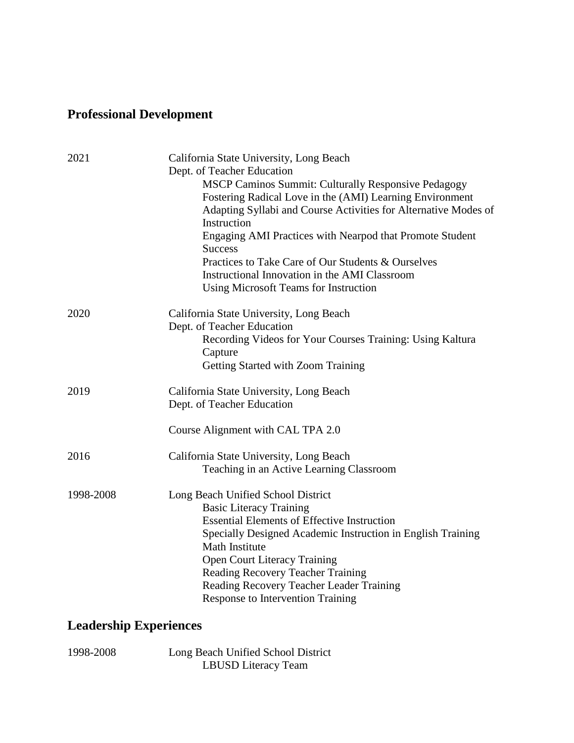## Professional Development

2021 California State University, Long Beach
Dept. of Teacher Education
- MSCP Caminos Summit: Culturally Responsive Pedagogy
- Fostering Radical Love in the (AMI) Learning Environment
- Adapting Syllabi and Course Activities for Alternative Modes of Instruction
- Engaging AMI Practices with Nearpod that Promote Student Success
- Practices to Take Care of Our Students & Ourselves
- Instructional Innovation in the AMI Classroom
- Using Microsoft Teams for Instruction

2020 California State University, Long Beach
Dept. of Teacher Education
- Recording Videos for Your Courses Training: Using Kaltura Capture
- Getting Started with Zoom Training

2019 California State University, Long Beach
Dept. of Teacher Education

Course Alignment with CAL TPA 2.0

2016 California State University, Long Beach
- Teaching in an Active Learning Classroom

1998-2008 Long Beach Unified School District
- Basic Literacy Training
- Essential Elements of Effective Instruction
- Specially Designed Academic Instruction in English Training
- Math Institute
- Open Court Literacy Training
- Reading Recovery Teacher Training
- Reading Recovery Teacher Leader Training
- Response to Intervention Training

## Leadership Experiences

1998-2008 Long Beach Unified School District
- LBUSD Literacy Team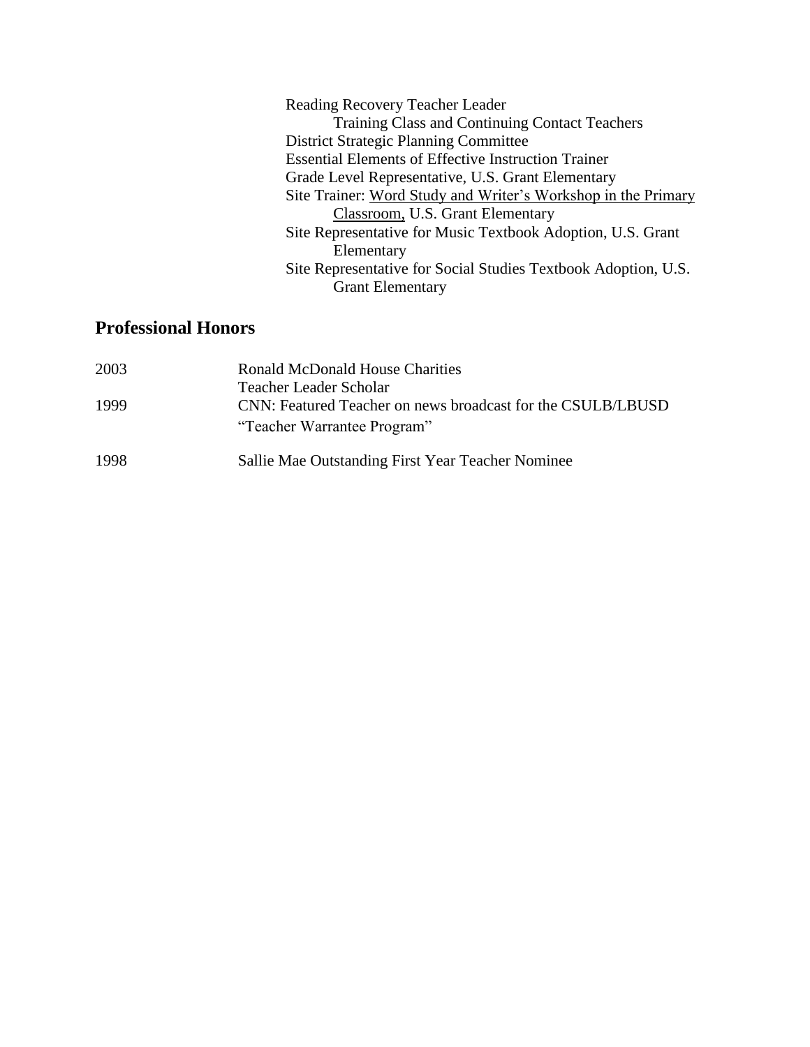Reading Recovery Teacher Leader
    Training Class and Continuing Contact Teachers
District Strategic Planning Committee
Essential Elements of Effective Instruction Trainer
Grade Level Representative, U.S. Grant Elementary
Site Trainer: Word Study and Writer's Workshop in the Primary Classroom, U.S. Grant Elementary
Site Representative for Music Textbook Adoption, U.S. Grant Elementary
Site Representative for Social Studies Textbook Adoption, U.S. Grant Elementary

## Professional Honors

| | |
|---|---|
| 2003 | Ronald McDonald House Charities<br>Teacher Leader Scholar |
| 1999 | CNN: Featured Teacher on news broadcast for the CSULB/LBUSD "Teacher Warrantee Program" |
| 1998 | Sallie Mae Outstanding First Year Teacher Nominee |